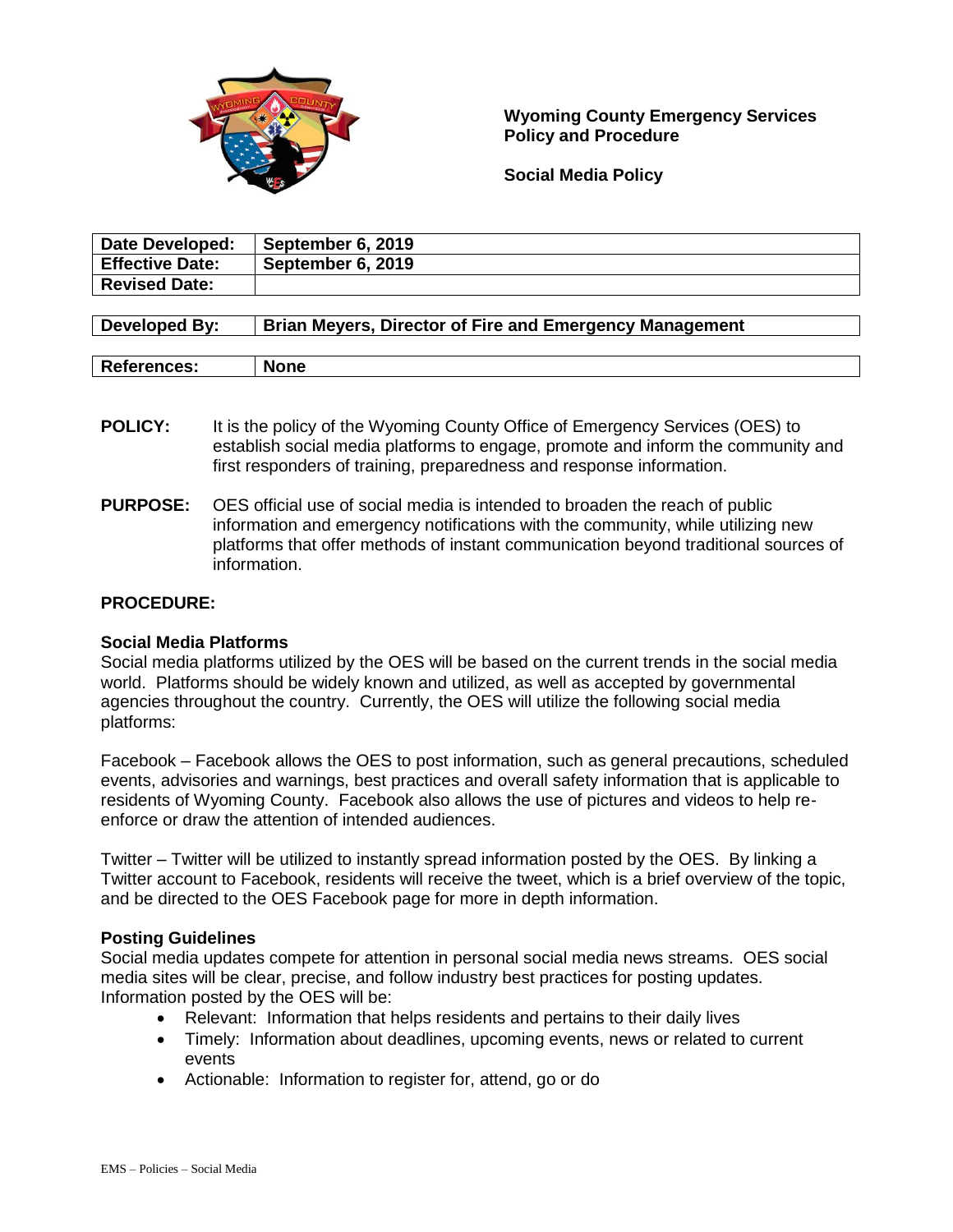**Wyoming County Emergency Services**
**Policy and Procedure**

**Social Media Policy**

| **Date Developed:** | **September 6, 2019** |
|---|---|
| **Effective Date:** | **September 6, 2019** |
| **Revised Date:** | |

| **Developed By:** | **Brian Meyers, Director of Fire and Emergency Management** |
|---|---|

| **References:** | **None** |
|---|---|

**POLICY:** It is the policy of the Wyoming County Office of Emergency Services (OES) to establish social media platforms to engage, promote and inform the community and first responders of training, preparedness and response information.

**PURPOSE:** OES official use of social media is intended to broaden the reach of public information and emergency notifications with the community, while utilizing new platforms that offer methods of instant communication beyond traditional sources of information.

**PROCEDURE:**

**Social Media Platforms**

Social media platforms utilized by the OES will be based on the current trends in the social media world. Platforms should be widely known and utilized, as well as accepted by governmental agencies throughout the country. Currently, the OES will utilize the following social media platforms:

Facebook – Facebook allows the OES to post information, such as general precautions, scheduled events, advisories and warnings, best practices and overall safety information that is applicable to residents of Wyoming County. Facebook also allows the use of pictures and videos to help re-enforce or draw the attention of intended audiences.

Twitter – Twitter will be utilized to instantly spread information posted by the OES. By linking a Twitter account to Facebook, residents will receive the tweet, which is a brief overview of the topic, and be directed to the OES Facebook page for more in depth information.

**Posting Guidelines**

Social media updates compete for attention in personal social media news streams. OES social media sites will be clear, precise, and follow industry best practices for posting updates. Information posted by the OES will be:

- Relevant: Information that helps residents and pertains to their daily lives
- Timely: Information about deadlines, upcoming events, news or related to current events
- Actionable: Information to register for, attend, go or do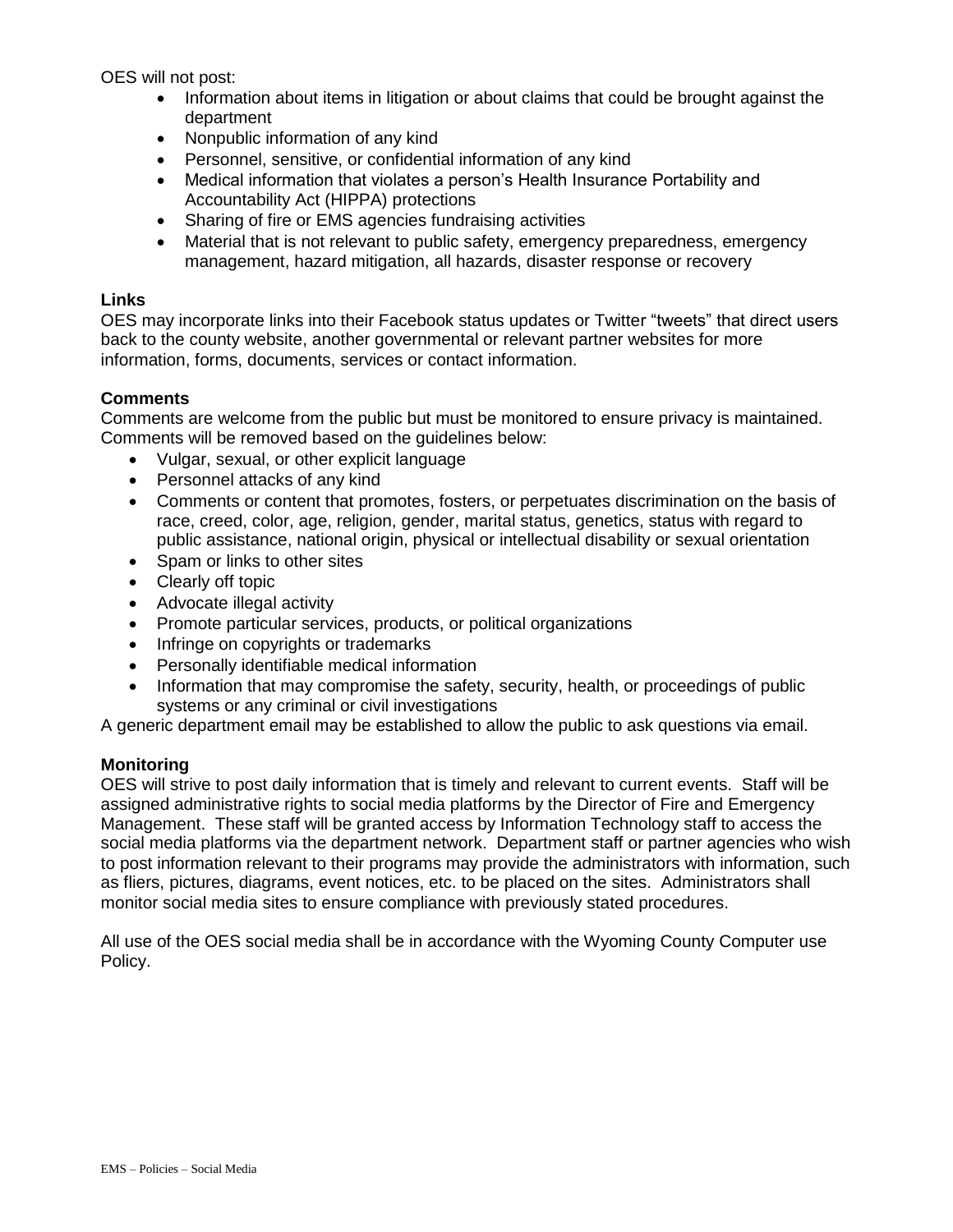OES will not post:

- Information about items in litigation or about claims that could be brought against the department
- Nonpublic information of any kind
- Personnel, sensitive, or confidential information of any kind
- Medical information that violates a person's Health Insurance Portability and Accountability Act (HIPPA) protections
- Sharing of fire or EMS agencies fundraising activities
- Material that is not relevant to public safety, emergency preparedness, emergency management, hazard mitigation, all hazards, disaster response or recovery

**Links**

OES may incorporate links into their Facebook status updates or Twitter "tweets" that direct users back to the county website, another governmental or relevant partner websites for more information, forms, documents, services or contact information.

**Comments**

Comments are welcome from the public but must be monitored to ensure privacy is maintained. Comments will be removed based on the guidelines below:

- Vulgar, sexual, or other explicit language
- Personnel attacks of any kind
- Comments or content that promotes, fosters, or perpetuates discrimination on the basis of race, creed, color, age, religion, gender, marital status, genetics, status with regard to public assistance, national origin, physical or intellectual disability or sexual orientation
- Spam or links to other sites
- Clearly off topic
- Advocate illegal activity
- Promote particular services, products, or political organizations
- Infringe on copyrights or trademarks
- Personally identifiable medical information
- Information that may compromise the safety, security, health, or proceedings of public systems or any criminal or civil investigations

A generic department email may be established to allow the public to ask questions via email.

**Monitoring**

OES will strive to post daily information that is timely and relevant to current events. Staff will be assigned administrative rights to social media platforms by the Director of Fire and Emergency Management. These staff will be granted access by Information Technology staff to access the social media platforms via the department network. Department staff or partner agencies who wish to post information relevant to their programs may provide the administrators with information, such as fliers, pictures, diagrams, event notices, etc. to be placed on the sites. Administrators shall monitor social media sites to ensure compliance with previously stated procedures.

All use of the OES social media shall be in accordance with the Wyoming County Computer use Policy.